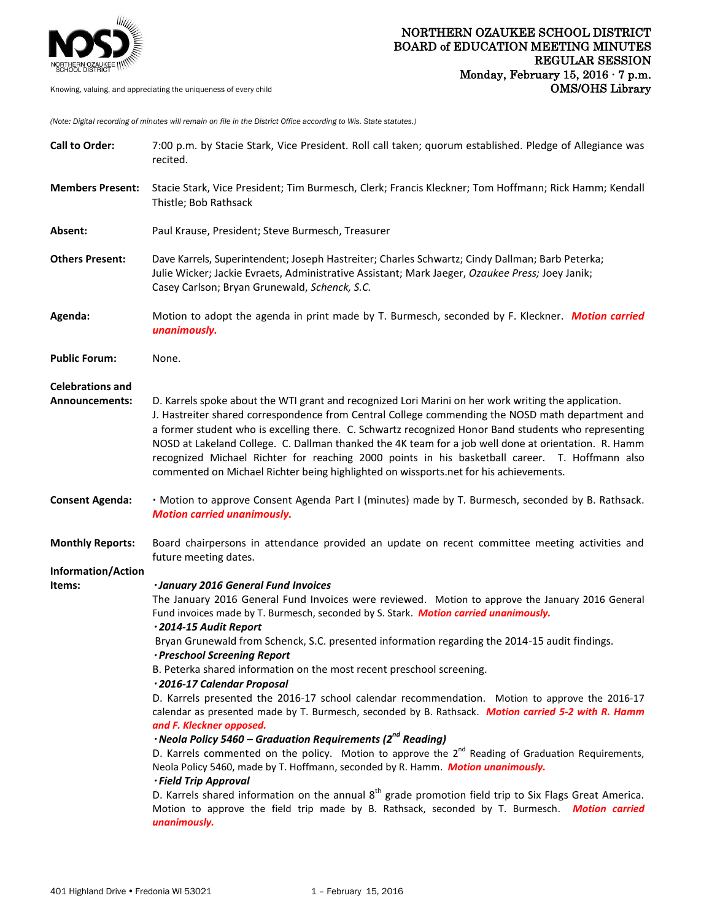# NORTHERN OZAUKEE SCHOOL DISTRICT
## BOARD of EDUCATION MEETING MINUTES
## REGULAR SESSION
### Monday, February 15, 2016 · 7 p.m.
### OMS/OHS Library

Knowing, valuing, and appreciating the uniqueness of every child

*(Note: Digital recording of minutes will remain on file in the District Office according to Wis. State statutes.)*

**Call to Order:** 7:00 p.m. by Stacie Stark, Vice President. Roll call taken; quorum established. Pledge of Allegiance was recited.

**Members Present:** Stacie Stark, Vice President; Tim Burmesch, Clerk; Francis Kleckner; Tom Hoffmann; Rick Hamm; Kendall Thistle; Bob Rathsack

**Absent:** Paul Krause, President; Steve Burmesch, Treasurer

**Others Present:** Dave Karrels, Superintendent; Joseph Hastreiter; Charles Schwartz; Cindy Dallman; Barb Peterka; Julie Wicker; Jackie Evraets, Administrative Assistant; Mark Jaeger, *Ozaukee Press;* Joey Janik; Casey Carlson; Bryan Grunewald, *Schenck, S.C.*

**Agenda:** Motion to adopt the agenda in print made by T. Burmesch, seconded by F. Kleckner. ***Motion carried unanimously.***

**Public Forum:** None.

**Celebrations and Announcements:** D. Karrels spoke about the WTI grant and recognized Lori Marini on her work writing the application. J. Hastreiter shared correspondence from Central College commending the NOSD math department and a former student who is excelling there. C. Schwartz recognized Honor Band students who representing NOSD at Lakeland College. C. Dallman thanked the 4K team for a job well done at orientation. R. Hamm recognized Michael Richter for reaching 2000 points in his basketball career. T. Hoffmann also commented on Michael Richter being highlighted on wissports.net for his achievements.

**Consent Agenda:** · Motion to approve Consent Agenda Part I (minutes) made by T. Burmesch, seconded by B. Rathsack. ***Motion carried unanimously.***

**Monthly Reports:** Board chairpersons in attendance provided an update on recent committee meeting activities and future meeting dates.

**Information/Action Items:**

***·January 2016 General Fund Invoices***
The January 2016 General Fund Invoices were reviewed. Motion to approve the January 2016 General Fund invoices made by T. Burmesch, seconded by S. Stark. ***Motion carried unanimously.***

***·2014-15 Audit Report***
Bryan Grunewald from Schenck, S.C. presented information regarding the 2014-15 audit findings.

***·Preschool Screening Report***
B. Peterka shared information on the most recent preschool screening.

***·2016-17 Calendar Proposal***
D. Karrels presented the 2016-17 school calendar recommendation. Motion to approve the 2016-17 calendar as presented made by T. Burmesch, seconded by B. Rathsack. ***Motion carried 5-2 with R. Hamm and F. Kleckner opposed.***

***·Neola Policy 5460 – Graduation Requirements (2nd Reading)***
D. Karrels commented on the policy. Motion to approve the 2nd Reading of Graduation Requirements, Neola Policy 5460, made by T. Hoffmann, seconded by R. Hamm. ***Motion unanimously.***

***·Field Trip Approval***
D. Karrels shared information on the annual 8th grade promotion field trip to Six Flags Great America. Motion to approve the field trip made by B. Rathsack, seconded by T. Burmesch. ***Motion carried unanimously.***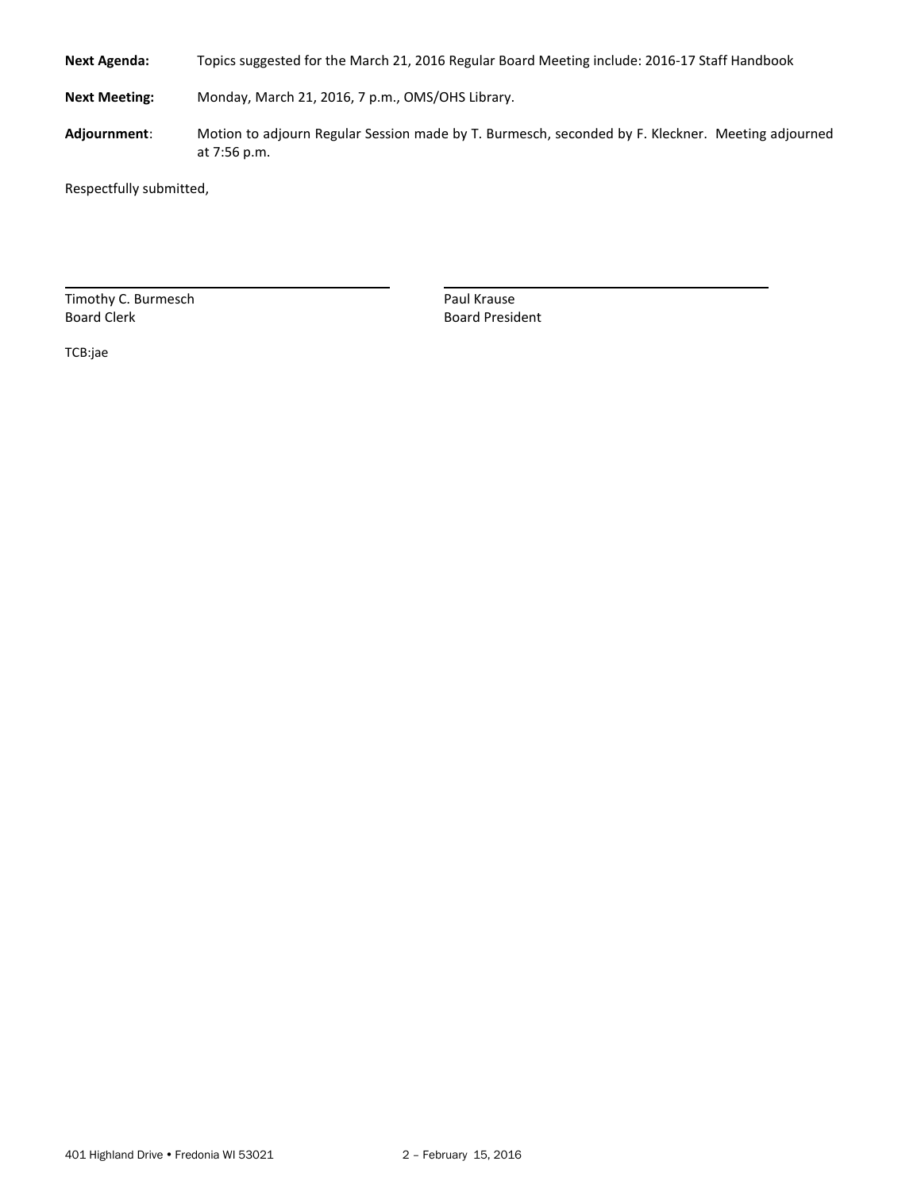**Next Agenda:** Topics suggested for the March 21, 2016 Regular Board Meeting include: 2016-17 Staff Handbook

**Next Meeting:** Monday, March 21, 2016, 7 p.m., OMS/OHS Library.

**Adjournment**: Motion to adjourn Regular Session made by T. Burmesch, seconded by F. Kleckner. Meeting adjourned at 7:56 p.m.

Respectfully submitted,

| | |
|---|---|
| Timothy C. Burmesch<br>Board Clerk | Paul Krause<br>Board President |

TCB:jae

401 Highland Drive • Fredonia WI 53021